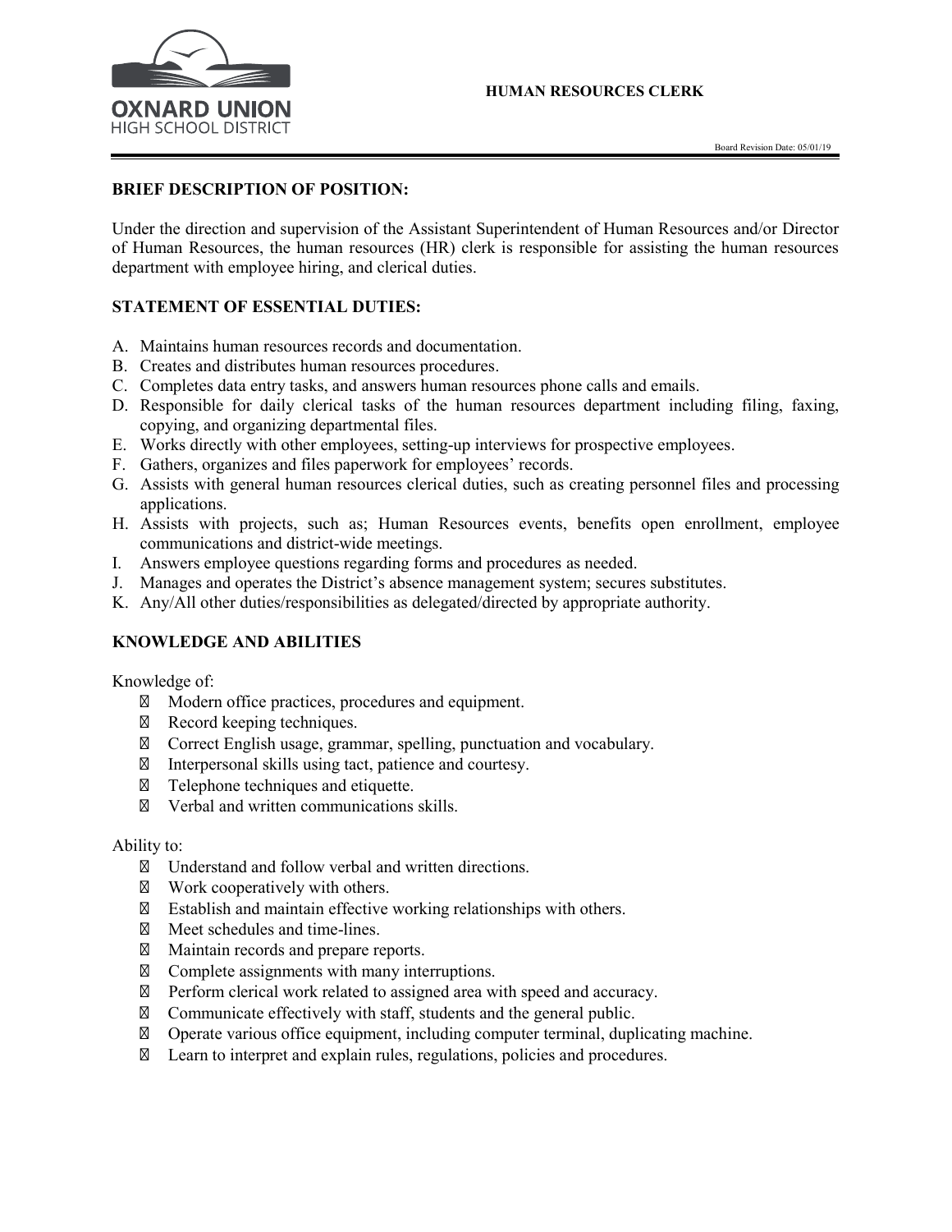OXNARD UNION
HIGH SCHOOL DISTRICT

# HUMAN RESOURCES CLERK

Board Revision Date: 05/01/19

## BRIEF DESCRIPTION OF POSITION:

Under the direction and supervision of the Assistant Superintendent of Human Resources and/or Director of Human Resources, the human resources (HR) clerk is responsible for assisting the human resources department with employee hiring, and clerical duties.

## STATEMENT OF ESSENTIAL DUTIES:

A. Maintains human resources records and documentation.
B. Creates and distributes human resources procedures.
C. Completes data entry tasks, and answers human resources phone calls and emails.
D. Responsible for daily clerical tasks of the human resources department including filing, faxing, copying, and organizing departmental files.
E. Works directly with other employees, setting-up interviews for prospective employees.
F. Gathers, organizes and files paperwork for employees' records.
G. Assists with general human resources clerical duties, such as creating personnel files and processing applications.
H. Assists with projects, such as; Human Resources events, benefits open enrollment, employee communications and district-wide meetings.
I. Answers employee questions regarding forms and procedures as needed.
J. Manages and operates the District's absence management system; secures substitutes.
K. Any/All other duties/responsibilities as delegated/directed by appropriate authority.

## KNOWLEDGE AND ABILITIES

Knowledge of:

- Modern office practices, procedures and equipment.
- Record keeping techniques.
- Correct English usage, grammar, spelling, punctuation and vocabulary.
- Interpersonal skills using tact, patience and courtesy.
- Telephone techniques and etiquette.
- Verbal and written communications skills.

Ability to:

- Understand and follow verbal and written directions.
- Work cooperatively with others.
- Establish and maintain effective working relationships with others.
- Meet schedules and time-lines.
- Maintain records and prepare reports.
- Complete assignments with many interruptions.
- Perform clerical work related to assigned area with speed and accuracy.
- Communicate effectively with staff, students and the general public.
- Operate various office equipment, including computer terminal, duplicating machine.
- Learn to interpret and explain rules, regulations, policies and procedures.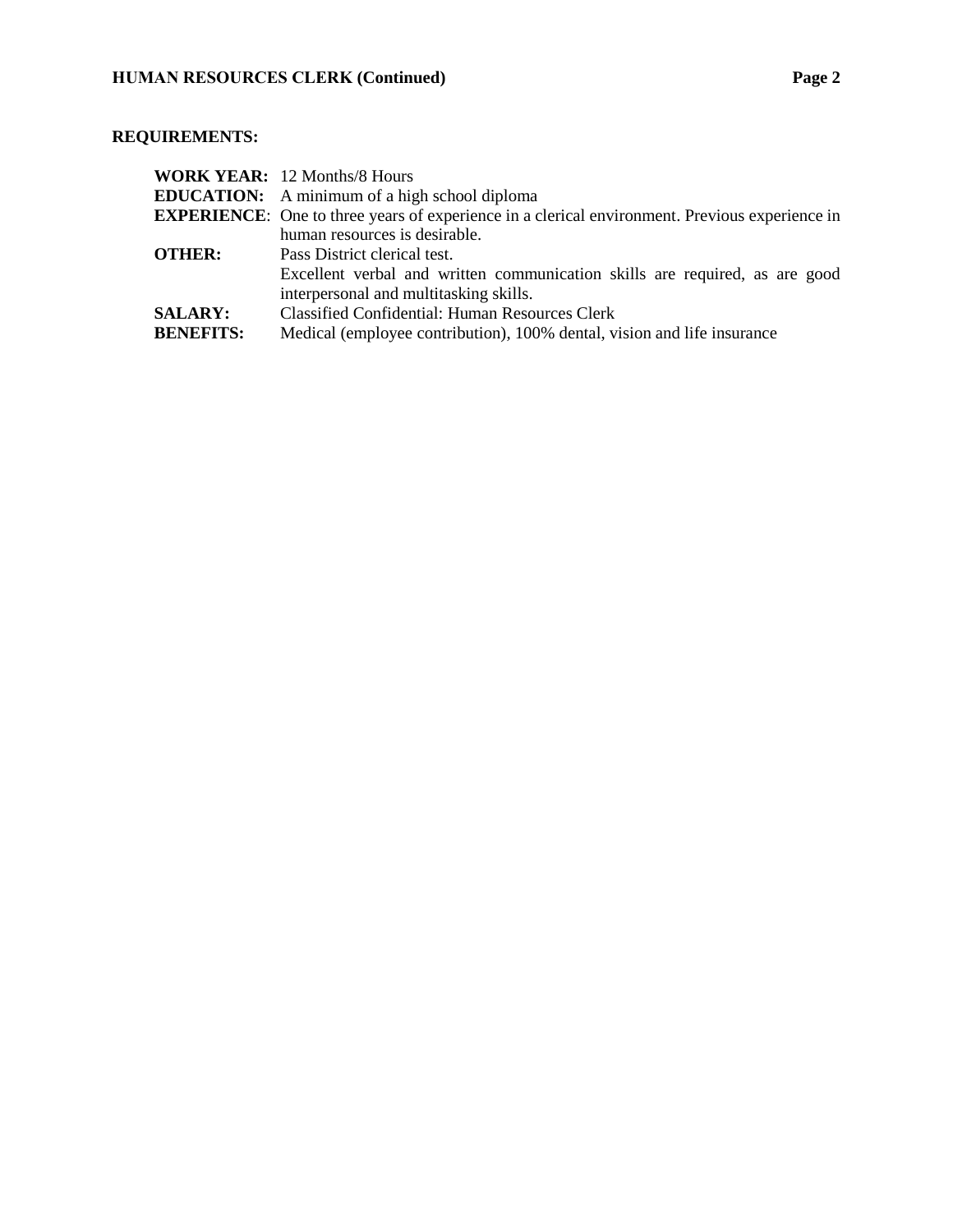**REQUIREMENTS:**

**WORK YEAR:** 12 Months/8 Hours

**EDUCATION:** A minimum of a high school diploma

**EXPERIENCE**: One to three years of experience in a clerical environment. Previous experience in human resources is desirable.

**OTHER:** Pass District clerical test.
Excellent verbal and written communication skills are required, as are good interpersonal and multitasking skills.

**SALARY:** Classified Confidential: Human Resources Clerk

**BENEFITS:** Medical (employee contribution), 100% dental, vision and life insurance